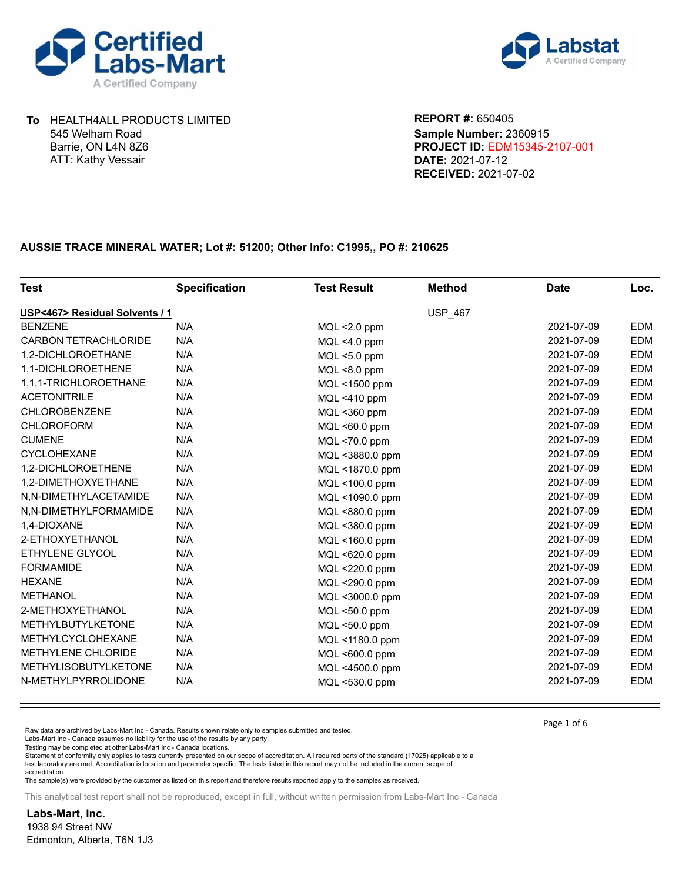Certified Labs-Mart
A Certified Company

Labstat
A Certified Company

**To** HEALTH4ALL PRODUCTS LIMITED
545 Welham Road
Barrie, ON L4N 8Z6
ATT: Kathy Vessair

**REPORT #:** 650405
**Sample Number:** 2360915
**PROJECT ID:** EDM15345-2107-001
**DATE:** 2021-07-12
**RECEIVED:** 2021-07-02

**AUSSIE TRACE MINERAL WATER; Lot #: 51200; Other Info: C1995,, PO #: 210625**

| Test | Specification | Test Result | Method | Date | Loc. |
|---|---|---|---|---|---|
| **USP<467> Residual Solvents / 1** | | | USP_467 | | |
| BENZENE | N/A | MQL <2.0 ppm | | 2021-07-09 | EDM |
| CARBON TETRACHLORIDE | N/A | MQL <4.0 ppm | | 2021-07-09 | EDM |
| 1,2-DICHLOROETHANE | N/A | MQL <5.0 ppm | | 2021-07-09 | EDM |
| 1,1-DICHLOROETHENE | N/A | MQL <8.0 ppm | | 2021-07-09 | EDM |
| 1,1,1-TRICHLOROETHANE | N/A | MQL <1500 ppm | | 2021-07-09 | EDM |
| ACETONITRILE | N/A | MQL <410 ppm | | 2021-07-09 | EDM |
| CHLOROBENZENE | N/A | MQL <360 ppm | | 2021-07-09 | EDM |
| CHLOROFORM | N/A | MQL <60.0 ppm | | 2021-07-09 | EDM |
| CUMENE | N/A | MQL <70.0 ppm | | 2021-07-09 | EDM |
| CYCLOHEXANE | N/A | MQL <3880.0 ppm | | 2021-07-09 | EDM |
| 1,2-DICHLOROETHENE | N/A | MQL <1870.0 ppm | | 2021-07-09 | EDM |
| 1,2-DIMETHOXYETHANE | N/A | MQL <100.0 ppm | | 2021-07-09 | EDM |
| N,N-DIMETHYLACETAMIDE | N/A | MQL <1090.0 ppm | | 2021-07-09 | EDM |
| N,N-DIMETHYLFORMAMIDE | N/A | MQL <880.0 ppm | | 2021-07-09 | EDM |
| 1,4-DIOXANE | N/A | MQL <380.0 ppm | | 2021-07-09 | EDM |
| 2-ETHOXYETHANOL | N/A | MQL <160.0 ppm | | 2021-07-09 | EDM |
| ETHYLENE GLYCOL | N/A | MQL <620.0 ppm | | 2021-07-09 | EDM |
| FORMAMIDE | N/A | MQL <220.0 ppm | | 2021-07-09 | EDM |
| HEXANE | N/A | MQL <290.0 ppm | | 2021-07-09 | EDM |
| METHANOL | N/A | MQL <3000.0 ppm | | 2021-07-09 | EDM |
| 2-METHOXYETHANOL | N/A | MQL <50.0 ppm | | 2021-07-09 | EDM |
| METHYLBUTYLKETONE | N/A | MQL <50.0 ppm | | 2021-07-09 | EDM |
| METHYLCYCLOHEXANE | N/A | MQL <1180.0 ppm | | 2021-07-09 | EDM |
| METHYLENE CHLORIDE | N/A | MQL <600.0 ppm | | 2021-07-09 | EDM |
| METHYLISOBUTYLKETONE | N/A | MQL <4500.0 ppm | | 2021-07-09 | EDM |
| N-METHYLPYRROLIDONE | N/A | MQL <530.0 ppm | | 2021-07-09 | EDM |

Raw data are archived by Labs-Mart Inc - Canada. Results shown relate only to samples submitted and tested.
Labs-Mart Inc - Canada assumes no liability for the use of the results by any party.
Testing may be completed at other Labs-Mart Inc - Canada locations.
Statement of conformity only applies to tests currently presented on our scope of accreditation. All required parts of the standard (17025) applicable to a test laboratory are met. Accreditation is location and parameter specific. The tests listed in this report may not be included in the current scope of accreditation.
The sample(s) were provided by the customer as listed on this report and therefore results reported apply to the samples as received.

This analytical test report shall not be reproduced, except in full, without written permission from Labs-Mart Inc - Canada

**Labs-Mart, Inc.**
1938 94 Street NW
Edmonton, Alberta, T6N 1J3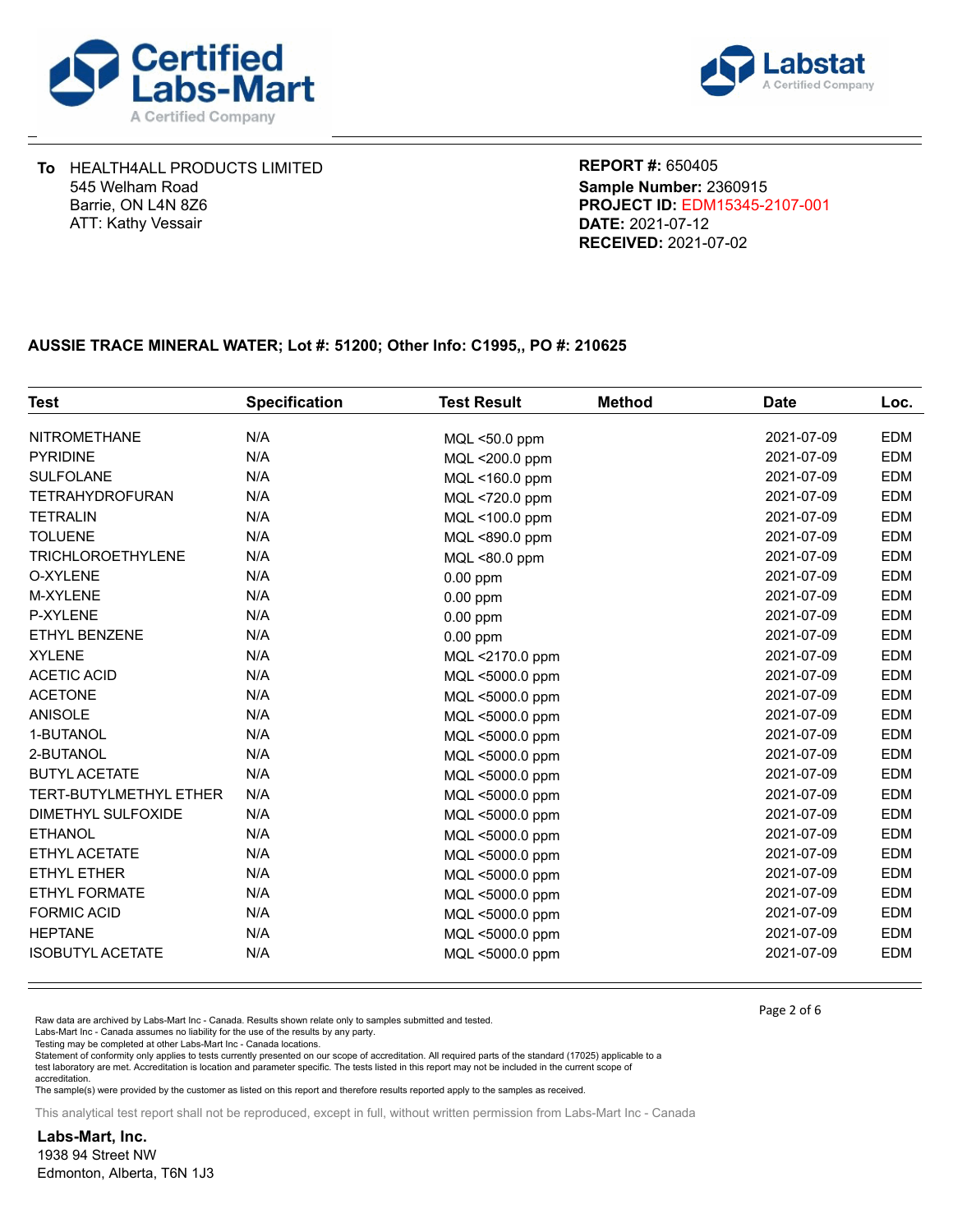Certified Labs-Mart
A Certified Company

Labstat
A Certified Company

**To** HEALTH4ALL PRODUCTS LIMITED
545 Welham Road
Barrie, ON L4N 8Z6
ATT: Kathy Vessair

**REPORT #:** 650405
**Sample Number:** 2360915
**PROJECT ID:** EDM15345-2107-001
**DATE:** 2021-07-12
**RECEIVED:** 2021-07-02

**AUSSIE TRACE MINERAL WATER; Lot #: 51200; Other Info: C1995,, PO #: 210625**

| Test | Specification | Test Result | Method | Date | Loc. |
|---|---|---|---|---|---|
| NITROMETHANE | N/A | MQL <50.0 ppm | | 2021-07-09 | EDM |
| PYRIDINE | N/A | MQL <200.0 ppm | | 2021-07-09 | EDM |
| SULFOLANE | N/A | MQL <160.0 ppm | | 2021-07-09 | EDM |
| TETRAHYDROFURAN | N/A | MQL <720.0 ppm | | 2021-07-09 | EDM |
| TETRALIN | N/A | MQL <100.0 ppm | | 2021-07-09 | EDM |
| TOLUENE | N/A | MQL <890.0 ppm | | 2021-07-09 | EDM |
| TRICHLOROETHYLENE | N/A | MQL <80.0 ppm | | 2021-07-09 | EDM |
| O-XYLENE | N/A | 0.00 ppm | | 2021-07-09 | EDM |
| M-XYLENE | N/A | 0.00 ppm | | 2021-07-09 | EDM |
| P-XYLENE | N/A | 0.00 ppm | | 2021-07-09 | EDM |
| ETHYL BENZENE | N/A | 0.00 ppm | | 2021-07-09 | EDM |
| XYLENE | N/A | MQL <2170.0 ppm | | 2021-07-09 | EDM |
| ACETIC ACID | N/A | MQL <5000.0 ppm | | 2021-07-09 | EDM |
| ACETONE | N/A | MQL <5000.0 ppm | | 2021-07-09 | EDM |
| ANISOLE | N/A | MQL <5000.0 ppm | | 2021-07-09 | EDM |
| 1-BUTANOL | N/A | MQL <5000.0 ppm | | 2021-07-09 | EDM |
| 2-BUTANOL | N/A | MQL <5000.0 ppm | | 2021-07-09 | EDM |
| BUTYL ACETATE | N/A | MQL <5000.0 ppm | | 2021-07-09 | EDM |
| TERT-BUTYLMETHYL ETHER | N/A | MQL <5000.0 ppm | | 2021-07-09 | EDM |
| DIMETHYL SULFOXIDE | N/A | MQL <5000.0 ppm | | 2021-07-09 | EDM |
| ETHANOL | N/A | MQL <5000.0 ppm | | 2021-07-09 | EDM |
| ETHYL ACETATE | N/A | MQL <5000.0 ppm | | 2021-07-09 | EDM |
| ETHYL ETHER | N/A | MQL <5000.0 ppm | | 2021-07-09 | EDM |
| ETHYL FORMATE | N/A | MQL <5000.0 ppm | | 2021-07-09 | EDM |
| FORMIC ACID | N/A | MQL <5000.0 ppm | | 2021-07-09 | EDM |
| HEPTANE | N/A | MQL <5000.0 ppm | | 2021-07-09 | EDM |
| ISOBUTYL ACETATE | N/A | MQL <5000.0 ppm | | 2021-07-09 | EDM |

Raw data are archived by Labs-Mart Inc - Canada. Results shown relate only to samples submitted and tested.
Labs-Mart Inc - Canada assumes no liability for the use of the results by any party.
Testing may be completed at other Labs-Mart Inc - Canada locations.
Statement of conformity only applies to tests currently presented on our scope of accreditation. All required parts of the standard (17025) applicable to a test laboratory are met. Accreditation is location and parameter specific. The tests listed in this report may not be included in the current scope of accreditation.
The sample(s) were provided by the customer as listed on this report and therefore results reported apply to the samples as received.

This analytical test report shall not be reproduced, except in full, without written permission from Labs-Mart Inc - Canada

**Labs-Mart, Inc.**
1938 94 Street NW
Edmonton, Alberta, T6N 1J3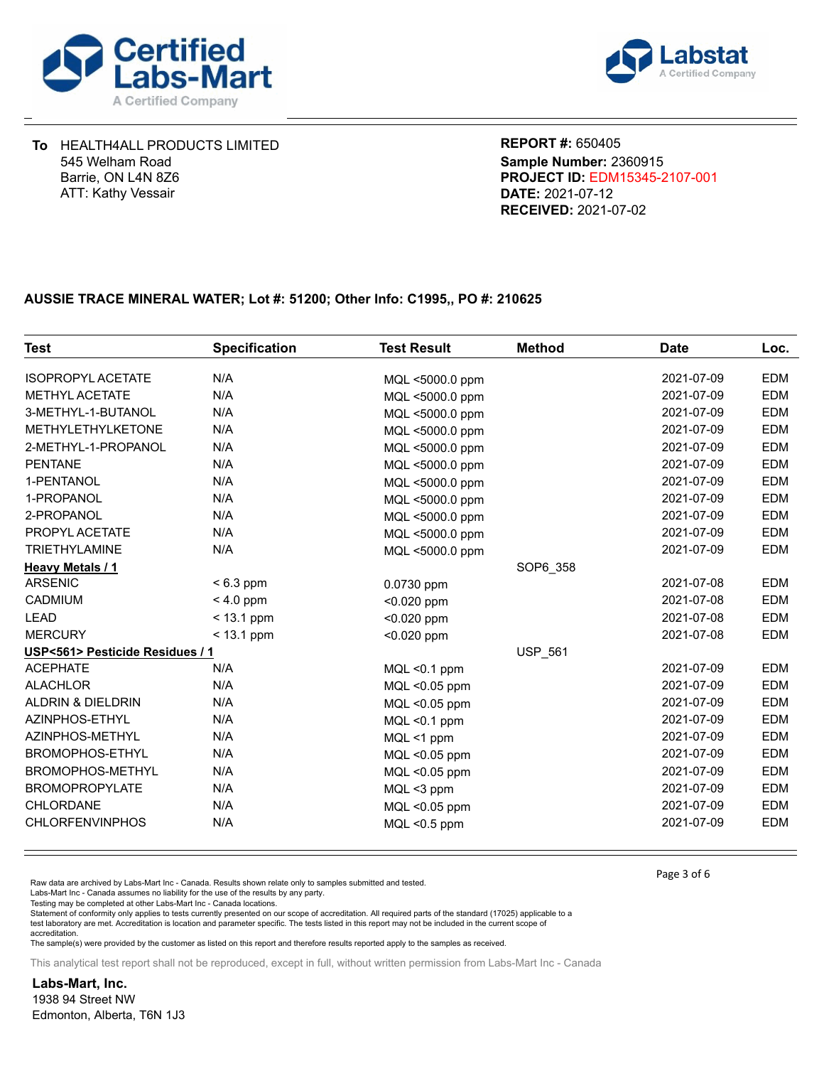**Certified Labs-Mart** — A Certified Company

**Labstat** — A Certified Company

**To** HEALTH4ALL PRODUCTS LIMITED
545 Welham Road
Barrie, ON L4N 8Z6
ATT: Kathy Vessair

**REPORT #:** 650405
**Sample Number:** 2360915
**PROJECT ID:** EDM15345-2107-001
**DATE:** 2021-07-12
**RECEIVED:** 2021-07-02

**AUSSIE TRACE MINERAL WATER; Lot #: 51200; Other Info: C1995,, PO #: 210625**

| Test | Specification | Test Result | Method | Date | Loc. |
|---|---|---|---|---|---|
| ISOPROPYL ACETATE | N/A | MQL <5000.0 ppm | | 2021-07-09 | EDM |
| METHYL ACETATE | N/A | MQL <5000.0 ppm | | 2021-07-09 | EDM |
| 3-METHYL-1-BUTANOL | N/A | MQL <5000.0 ppm | | 2021-07-09 | EDM |
| METHYLETHYLKETONE | N/A | MQL <5000.0 ppm | | 2021-07-09 | EDM |
| 2-METHYL-1-PROPANOL | N/A | MQL <5000.0 ppm | | 2021-07-09 | EDM |
| PENTANE | N/A | MQL <5000.0 ppm | | 2021-07-09 | EDM |
| 1-PENTANOL | N/A | MQL <5000.0 ppm | | 2021-07-09 | EDM |
| 1-PROPANOL | N/A | MQL <5000.0 ppm | | 2021-07-09 | EDM |
| 2-PROPANOL | N/A | MQL <5000.0 ppm | | 2021-07-09 | EDM |
| PROPYL ACETATE | N/A | MQL <5000.0 ppm | | 2021-07-09 | EDM |
| TRIETHYLAMINE | N/A | MQL <5000.0 ppm | | 2021-07-09 | EDM |
| **Heavy Metals / 1** | | | SOP6_358 | | |
| ARSENIC | < 6.3 ppm | 0.0730 ppm | | 2021-07-08 | EDM |
| CADMIUM | < 4.0 ppm | <0.020 ppm | | 2021-07-08 | EDM |
| LEAD | < 13.1 ppm | <0.020 ppm | | 2021-07-08 | EDM |
| MERCURY | < 13.1 ppm | <0.020 ppm | | 2021-07-08 | EDM |
| **USP<561> Pesticide Residues / 1** | | | USP_561 | | |
| ACEPHATE | N/A | MQL <0.1 ppm | | 2021-07-09 | EDM |
| ALACHLOR | N/A | MQL <0.05 ppm | | 2021-07-09 | EDM |
| ALDRIN & DIELDRIN | N/A | MQL <0.05 ppm | | 2021-07-09 | EDM |
| AZINPHOS-ETHYL | N/A | MQL <0.1 ppm | | 2021-07-09 | EDM |
| AZINPHOS-METHYL | N/A | MQL <1 ppm | | 2021-07-09 | EDM |
| BROMOPHOS-ETHYL | N/A | MQL <0.05 ppm | | 2021-07-09 | EDM |
| BROMOPHOS-METHYL | N/A | MQL <0.05 ppm | | 2021-07-09 | EDM |
| BROMOPROPYLATE | N/A | MQL <3 ppm | | 2021-07-09 | EDM |
| CHLORDANE | N/A | MQL <0.05 ppm | | 2021-07-09 | EDM |
| CHLORFENVINPHOS | N/A | MQL <0.5 ppm | | 2021-07-09 | EDM |

Raw data are archived by Labs-Mart Inc - Canada. Results shown relate only to samples submitted and tested.
Labs-Mart Inc - Canada assumes no liability for the use of the results by any party.
Testing may be completed at other Labs-Mart Inc - Canada locations.
Statement of conformity only applies to tests currently presented on our scope of accreditation. All required parts of the standard (17025) applicable to a test laboratory are met. Accreditation is location and parameter specific. The tests listed in this report may not be included in the current scope of accreditation.
The sample(s) were provided by the customer as listed on this report and therefore results reported apply to the samples as received.

This analytical test report shall not be reproduced, except in full, without written permission from Labs-Mart Inc - Canada

**Labs-Mart, Inc.**
1938 94 Street NW
Edmonton, Alberta, T6N 1J3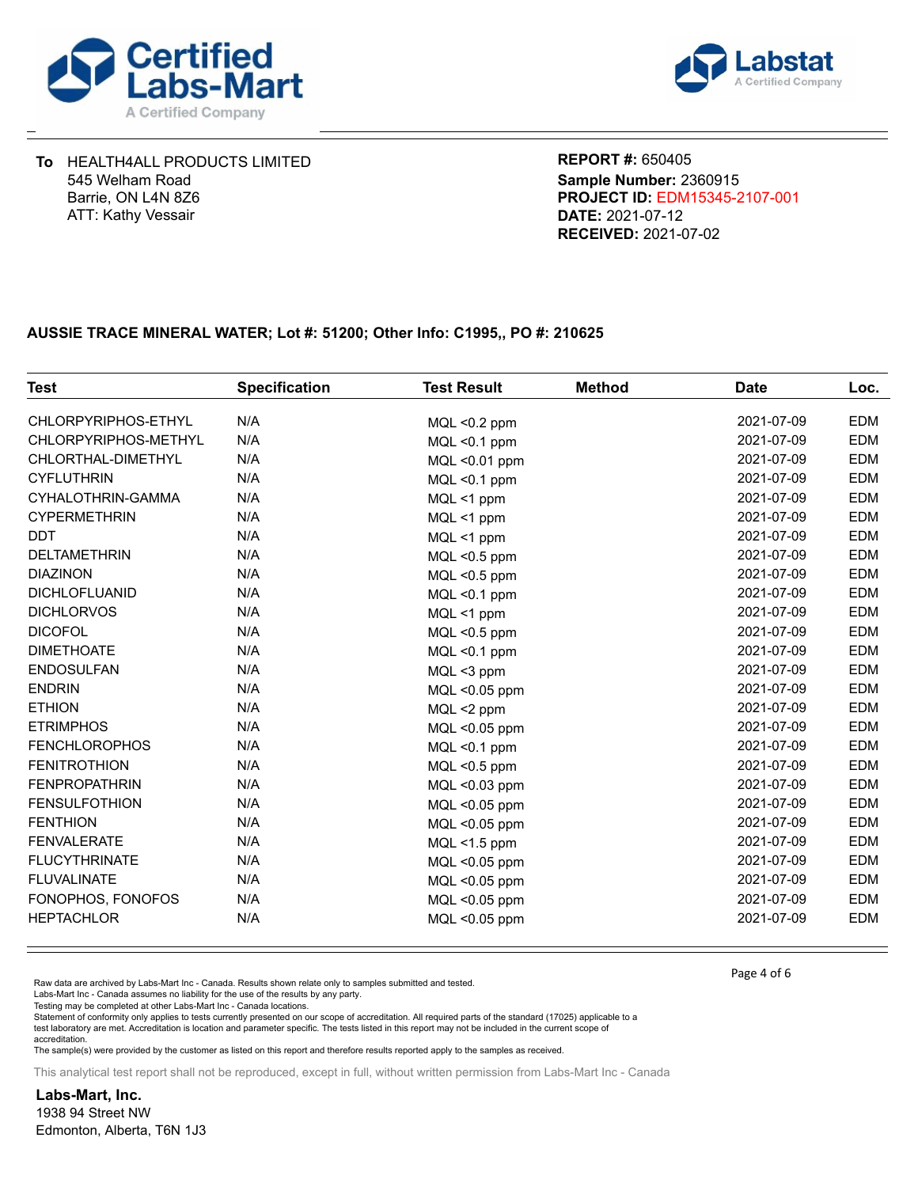Certified Labs-Mart
A Certified Company

Labstat
A Certified Company

**To** HEALTH4ALL PRODUCTS LIMITED
545 Welham Road
Barrie, ON L4N 8Z6
ATT: Kathy Vessair

**REPORT #:** 650405
**Sample Number:** 2360915
**PROJECT ID:** EDM15345-2107-001
**DATE:** 2021-07-12
**RECEIVED:** 2021-07-02

**AUSSIE TRACE MINERAL WATER; Lot #: 51200; Other Info: C1995,, PO #: 210625**

| Test | Specification | Test Result | Method | Date | Loc. |
|---|---|---|---|---|---|
| CHLORPYRIPHOS-ETHYL | N/A | MQL <0.2 ppm | | 2021-07-09 | EDM |
| CHLORPYRIPHOS-METHYL | N/A | MQL <0.1 ppm | | 2021-07-09 | EDM |
| CHLORTHAL-DIMETHYL | N/A | MQL <0.01 ppm | | 2021-07-09 | EDM |
| CYFLUTHRIN | N/A | MQL <0.1 ppm | | 2021-07-09 | EDM |
| CYHALOTHRIN-GAMMA | N/A | MQL <1 ppm | | 2021-07-09 | EDM |
| CYPERMETHRIN | N/A | MQL <1 ppm | | 2021-07-09 | EDM |
| DDT | N/A | MQL <1 ppm | | 2021-07-09 | EDM |
| DELTAMETHRIN | N/A | MQL <0.5 ppm | | 2021-07-09 | EDM |
| DIAZINON | N/A | MQL <0.5 ppm | | 2021-07-09 | EDM |
| DICHLOFLUANID | N/A | MQL <0.1 ppm | | 2021-07-09 | EDM |
| DICHLORVOS | N/A | MQL <1 ppm | | 2021-07-09 | EDM |
| DICOFOL | N/A | MQL <0.5 ppm | | 2021-07-09 | EDM |
| DIMETHOATE | N/A | MQL <0.1 ppm | | 2021-07-09 | EDM |
| ENDOSULFAN | N/A | MQL <3 ppm | | 2021-07-09 | EDM |
| ENDRIN | N/A | MQL <0.05 ppm | | 2021-07-09 | EDM |
| ETHION | N/A | MQL <2 ppm | | 2021-07-09 | EDM |
| ETRIMPHOS | N/A | MQL <0.05 ppm | | 2021-07-09 | EDM |
| FENCHLOROPHOS | N/A | MQL <0.1 ppm | | 2021-07-09 | EDM |
| FENITROTHION | N/A | MQL <0.5 ppm | | 2021-07-09 | EDM |
| FENPROPATHRIN | N/A | MQL <0.03 ppm | | 2021-07-09 | EDM |
| FENSULFOTHION | N/A | MQL <0.05 ppm | | 2021-07-09 | EDM |
| FENTHION | N/A | MQL <0.05 ppm | | 2021-07-09 | EDM |
| FENVALERATE | N/A | MQL <1.5 ppm | | 2021-07-09 | EDM |
| FLUCYTHRINATE | N/A | MQL <0.05 ppm | | 2021-07-09 | EDM |
| FLUVALINATE | N/A | MQL <0.05 ppm | | 2021-07-09 | EDM |
| FONOPHOS, FONOFOS | N/A | MQL <0.05 ppm | | 2021-07-09 | EDM |
| HEPTACHLOR | N/A | MQL <0.05 ppm | | 2021-07-09 | EDM |

Raw data are archived by Labs-Mart Inc - Canada. Results shown relate only to samples submitted and tested.
Labs-Mart Inc - Canada assumes no liability for the use of the results by any party.
Testing may be completed at other Labs-Mart Inc - Canada locations.
Statement of conformity only applies to tests currently presented on our scope of accreditation. All required parts of the standard (17025) applicable to a test laboratory are met. Accreditation is location and parameter specific. The tests listed in this report may not be included in the current scope of accreditation.
The sample(s) were provided by the customer as listed on this report and therefore results reported apply to the samples as received.

This analytical test report shall not be reproduced, except in full, without written permission from Labs-Mart Inc - Canada

**Labs-Mart, Inc.**
1938 94 Street NW
Edmonton, Alberta, T6N 1J3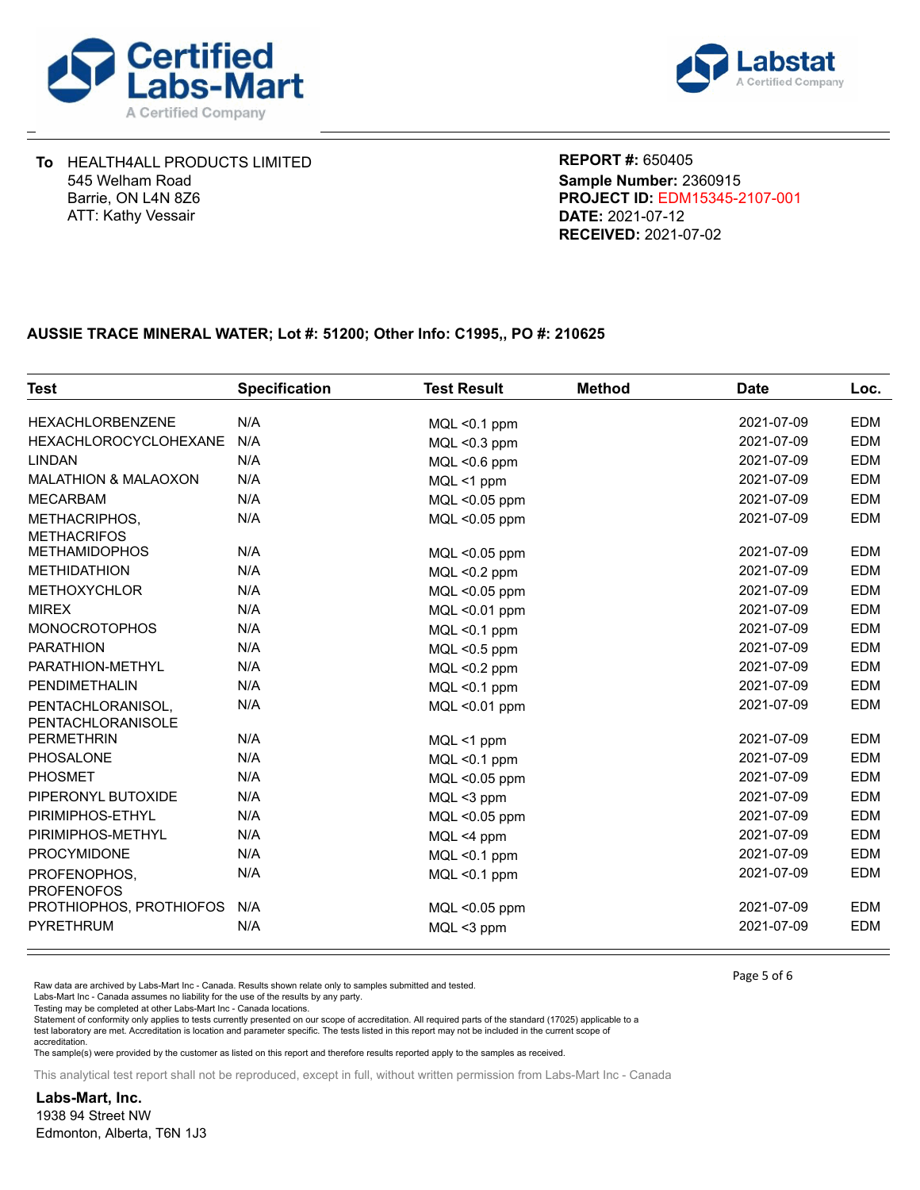**Certified Labs-Mart** — A Certified Company

**Labstat** — A Certified Company

**To** HEALTH4ALL PRODUCTS LIMITED
545 Welham Road
Barrie, ON L4N 8Z6
ATT: Kathy Vessair

**REPORT #:** 650405
**Sample Number:** 2360915
**PROJECT ID:** EDM15345-2107-001
**DATE:** 2021-07-12
**RECEIVED:** 2021-07-02

**AUSSIE TRACE MINERAL WATER; Lot #: 51200; Other Info: C1995,, PO #: 210625**

| Test | Specification | Test Result | Method | Date | Loc. |
|---|---|---|---|---|---|
| HEXACHLORBENZENE | N/A | MQL <0.1 ppm | | 2021-07-09 | EDM |
| HEXACHLOROCYCLOHEXANE | N/A | MQL <0.3 ppm | | 2021-07-09 | EDM |
| LINDAN | N/A | MQL <0.6 ppm | | 2021-07-09 | EDM |
| MALATHION & MALAOXON | N/A | MQL <1 ppm | | 2021-07-09 | EDM |
| MECARBAM | N/A | MQL <0.05 ppm | | 2021-07-09 | EDM |
| METHACRIPHOS, METHACRIFOS | N/A | MQL <0.05 ppm | | 2021-07-09 | EDM |
| METHAMIDOPHOS | N/A | MQL <0.05 ppm | | 2021-07-09 | EDM |
| METHIDATHION | N/A | MQL <0.2 ppm | | 2021-07-09 | EDM |
| METHOXYCHLOR | N/A | MQL <0.05 ppm | | 2021-07-09 | EDM |
| MIREX | N/A | MQL <0.01 ppm | | 2021-07-09 | EDM |
| MONOCROTOPHOS | N/A | MQL <0.1 ppm | | 2021-07-09 | EDM |
| PARATHION | N/A | MQL <0.5 ppm | | 2021-07-09 | EDM |
| PARATHION-METHYL | N/A | MQL <0.2 ppm | | 2021-07-09 | EDM |
| PENDIMETHALIN | N/A | MQL <0.1 ppm | | 2021-07-09 | EDM |
| PENTACHLORANISOL, PENTACHLORANISOLE | N/A | MQL <0.01 ppm | | 2021-07-09 | EDM |
| PERMETHRIN | N/A | MQL <1 ppm | | 2021-07-09 | EDM |
| PHOSALONE | N/A | MQL <0.1 ppm | | 2021-07-09 | EDM |
| PHOSMET | N/A | MQL <0.05 ppm | | 2021-07-09 | EDM |
| PIPERONYL BUTOXIDE | N/A | MQL <3 ppm | | 2021-07-09 | EDM |
| PIRIMIPHOS-ETHYL | N/A | MQL <0.05 ppm | | 2021-07-09 | EDM |
| PIRIMIPHOS-METHYL | N/A | MQL <4 ppm | | 2021-07-09 | EDM |
| PROCYMIDONE | N/A | MQL <0.1 ppm | | 2021-07-09 | EDM |
| PROFENOPHOS, PROFENOFOS | N/A | MQL <0.1 ppm | | 2021-07-09 | EDM |
| PROTHIOPHOS, PROTHIOFOS | N/A | MQL <0.05 ppm | | 2021-07-09 | EDM |
| PYRETHRUM | N/A | MQL <3 ppm | | 2021-07-09 | EDM |

Raw data are archived by Labs-Mart Inc - Canada. Results shown relate only to samples submitted and tested.
Labs-Mart Inc - Canada assumes no liability for the use of the results by any party.
Testing may be completed at other Labs-Mart Inc - Canada locations.
Statement of conformity only applies to tests currently presented on our scope of accreditation. All required parts of the standard (17025) applicable to a test laboratory are met. Accreditation is location and parameter specific. The tests listed in this report may not be included in the current scope of accreditation.
The sample(s) were provided by the customer as listed on this report and therefore results reported apply to the samples as received.

This analytical test report shall not be reproduced, except in full, without written permission from Labs-Mart Inc - Canada

**Labs-Mart, Inc.**
1938 94 Street NW
Edmonton, Alberta, T6N 1J3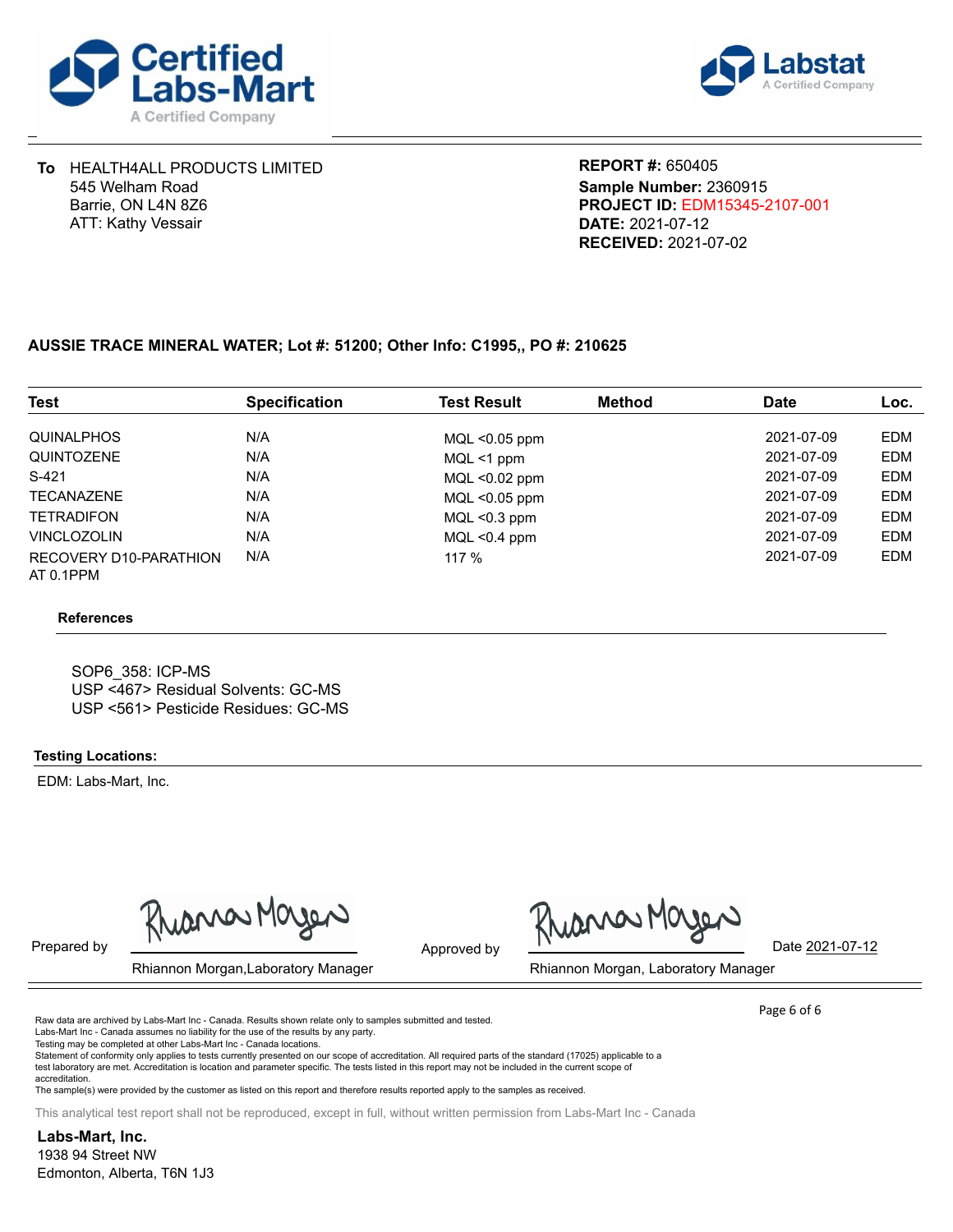**To** HEALTH4ALL PRODUCTS LIMITED
545 Welham Road
Barrie, ON L4N 8Z6
ATT: Kathy Vessair

**REPORT #:** 650405
**Sample Number:** 2360915
**PROJECT ID:** EDM15345-2107-001
**DATE:** 2021-07-12
**RECEIVED:** 2021-07-02

**AUSSIE TRACE MINERAL WATER; Lot #: 51200; Other Info: C1995,, PO #: 210625**

| Test | Specification | Test Result | Method | Date | Loc. |
|---|---|---|---|---|---|
| QUINALPHOS | N/A | MQL <0.05 ppm | | 2021-07-09 | EDM |
| QUINTOZENE | N/A | MQL <1 ppm | | 2021-07-09 | EDM |
| S-421 | N/A | MQL <0.02 ppm | | 2021-07-09 | EDM |
| TECANAZENE | N/A | MQL <0.05 ppm | | 2021-07-09 | EDM |
| TETRADIFON | N/A | MQL <0.3 ppm | | 2021-07-09 | EDM |
| VINCLOZOLIN | N/A | MQL <0.4 ppm | | 2021-07-09 | EDM |
| RECOVERY D10-PARATHION AT 0.1PPM | N/A | 117 % | | 2021-07-09 | EDM |

**References**

SOP6_358: ICP-MS
USP <467> Residual Solvents: GC-MS
USP <561> Pesticide Residues: GC-MS

**Testing Locations:**

EDM: Labs-Mart, Inc.

Prepared by Rhiannon Morgan, Laboratory Manager

Approved by Rhiannon Morgan, Laboratory Manager

Date 2021-07-12

Raw data are archived by Labs-Mart Inc - Canada. Results shown relate only to samples submitted and tested.
Labs-Mart Inc - Canada assumes no liability for the use of the results by any party.
Testing may be completed at other Labs-Mart Inc - Canada locations.
Statement of conformity only applies to tests currently presented on our scope of accreditation. All required parts of the standard (17025) applicable to a test laboratory are met. Accreditation is location and parameter specific. The tests listed in this report may not be included in the current scope of accreditation.
The sample(s) were provided by the customer as listed on this report and therefore results reported apply to the samples as received.

This analytical test report shall not be reproduced, except in full, without written permission from Labs-Mart Inc - Canada

**Labs-Mart, Inc.**
1938 94 Street NW
Edmonton, Alberta, T6N 1J3